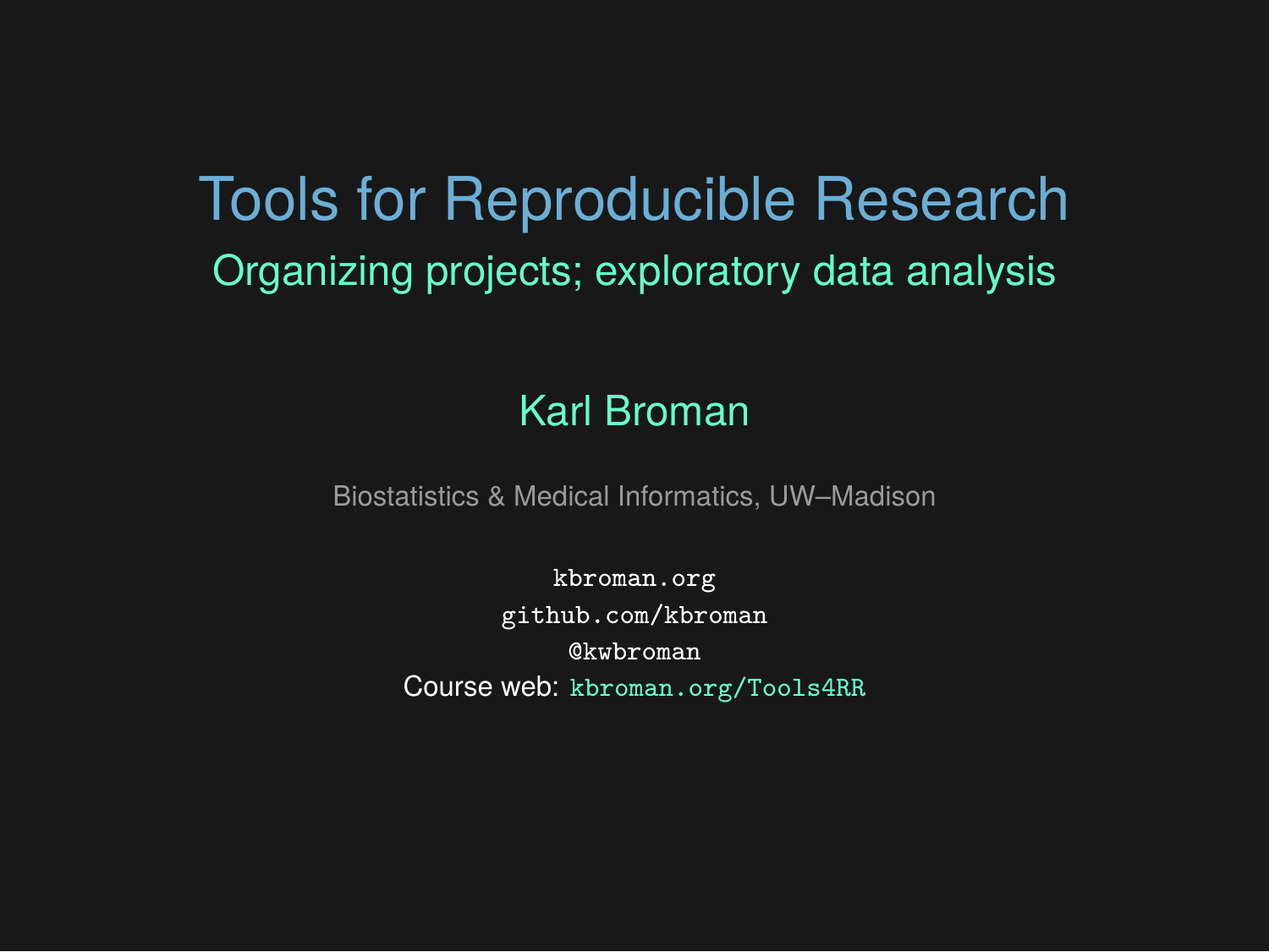# Tools for Reproducible Research

## Organizing projects; exploratory data analysis

Karl Broman

Biostatistics & Medical Informatics, UW–Madison

`kbroman.org`
`github.com/kbroman`
`@kwbroman`
Course web: `kbroman.org/Tools4RR`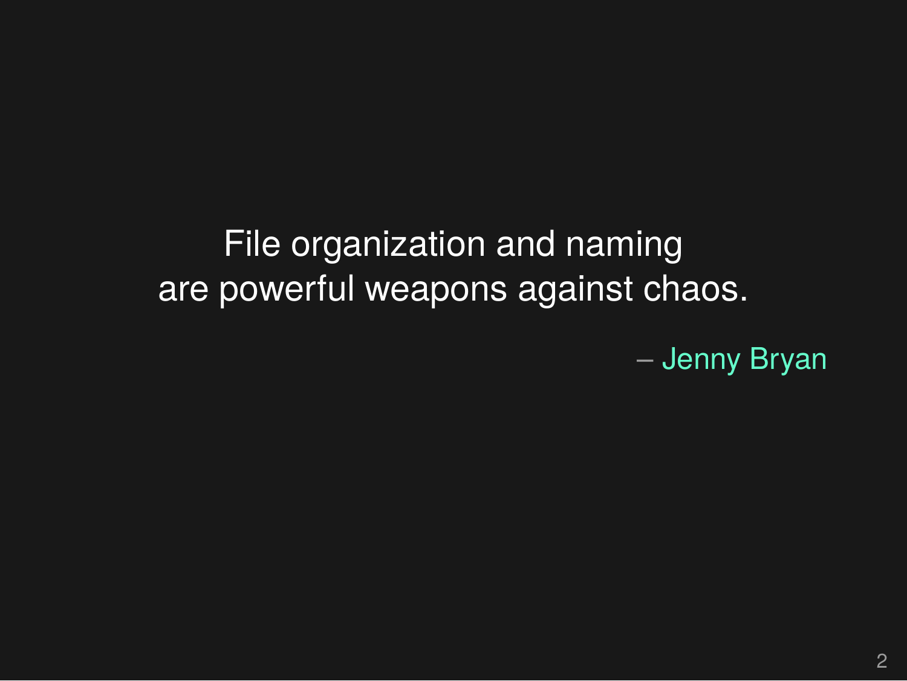File organization and naming
are powerful weapons against chaos.

– Jenny Bryan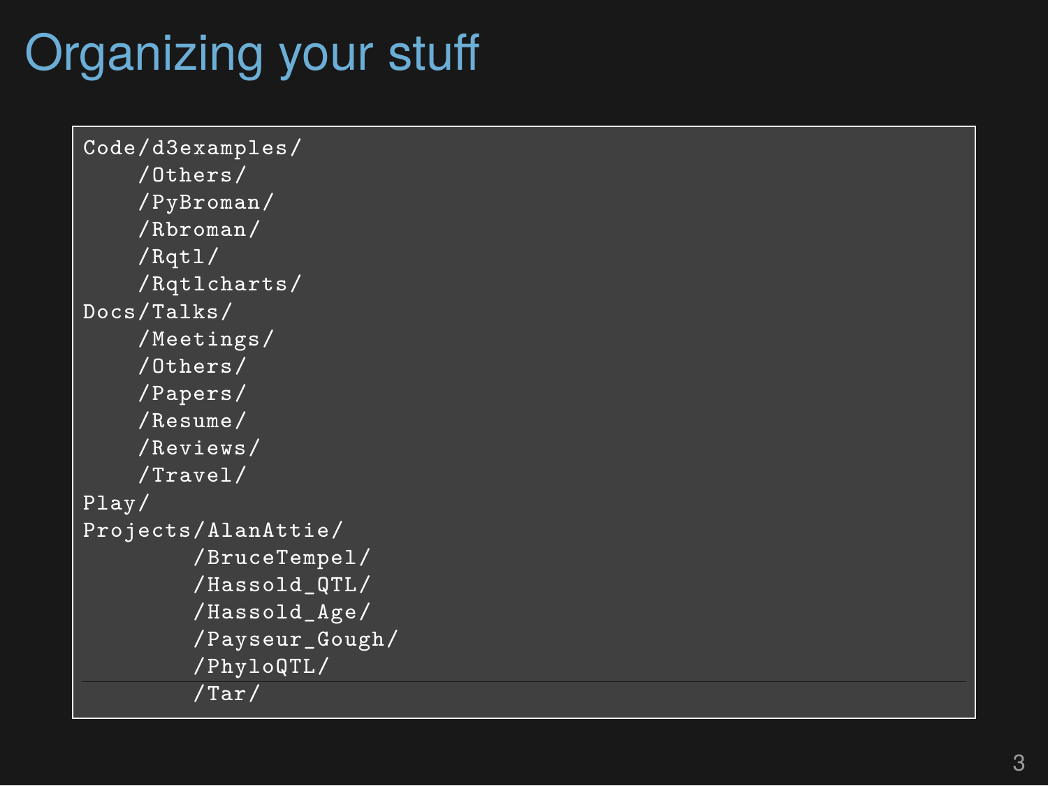# Organizing your stuff

```
Code/d3examples/
    /Others/
    /PyBroman/
    /Rbroman/
    /Rqtl/
    /Rqtlcharts/
Docs/Talks/
    /Meetings/
    /Others/
    /Papers/
    /Resume/
    /Reviews/
    /Travel/
Play/
Projects/AlanAttie/
        /BruceTempel/
        /Hassold_QTL/
        /Hassold_Age/
        /Payseur_Gough/
        /PhyloQTL/
        /Tar/
```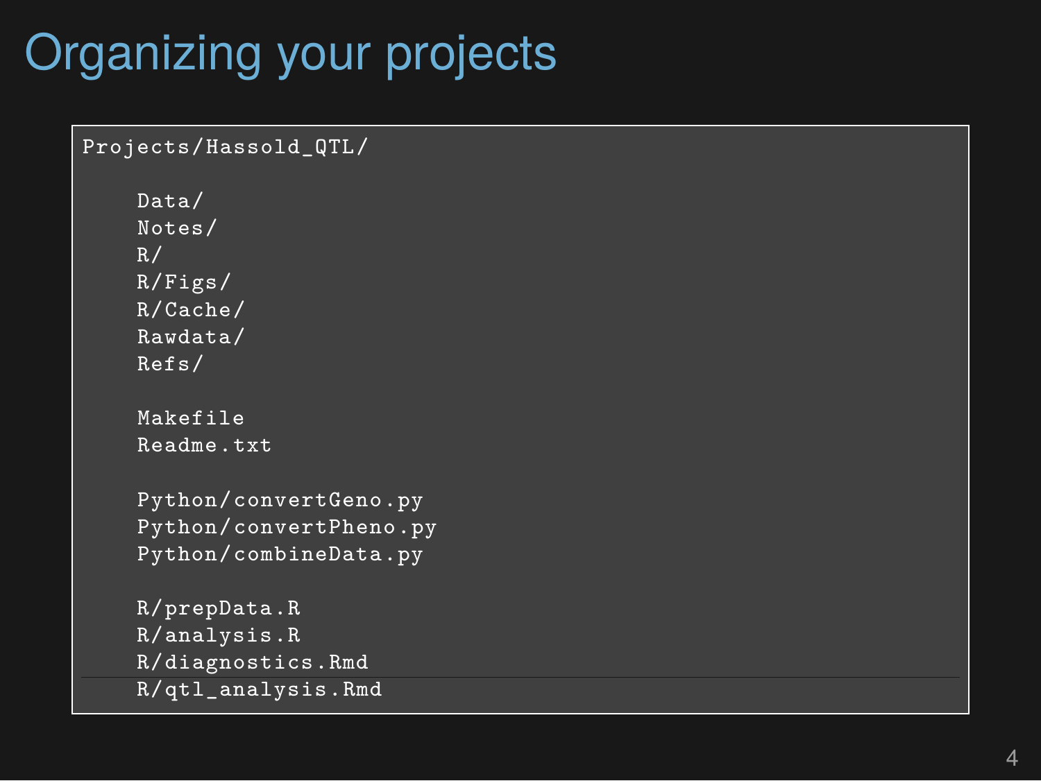# Organizing your projects

```
Projects/Hassold_QTL/

    Data/
    Notes/
    R/
    R/Figs/
    R/Cache/
    Rawdata/
    Refs/

    Makefile
    Readme.txt

    Python/convertGeno.py
    Python/convertPheno.py
    Python/combineData.py

    R/prepData.R
    R/analysis.R
    R/diagnostics.Rmd
    R/qtl_analysis.Rmd
```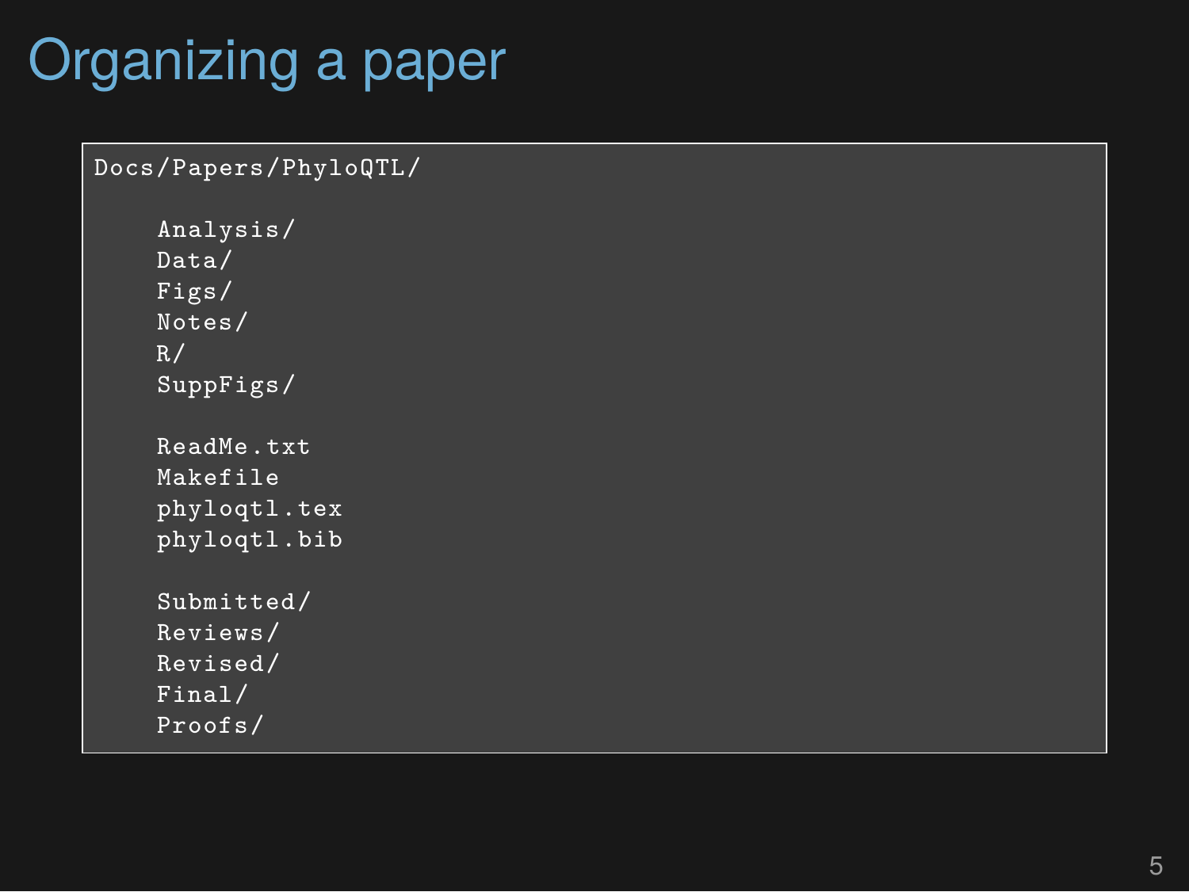# Organizing a paper

```
Docs/Papers/PhyloQTL/

    Analysis/
    Data/
    Figs/
    Notes/
    R/
    SuppFigs/

    ReadMe.txt
    Makefile
    phyloqtl.tex
    phyloqtl.bib

    Submitted/
    Reviews/
    Revised/
    Final/
    Proofs/
```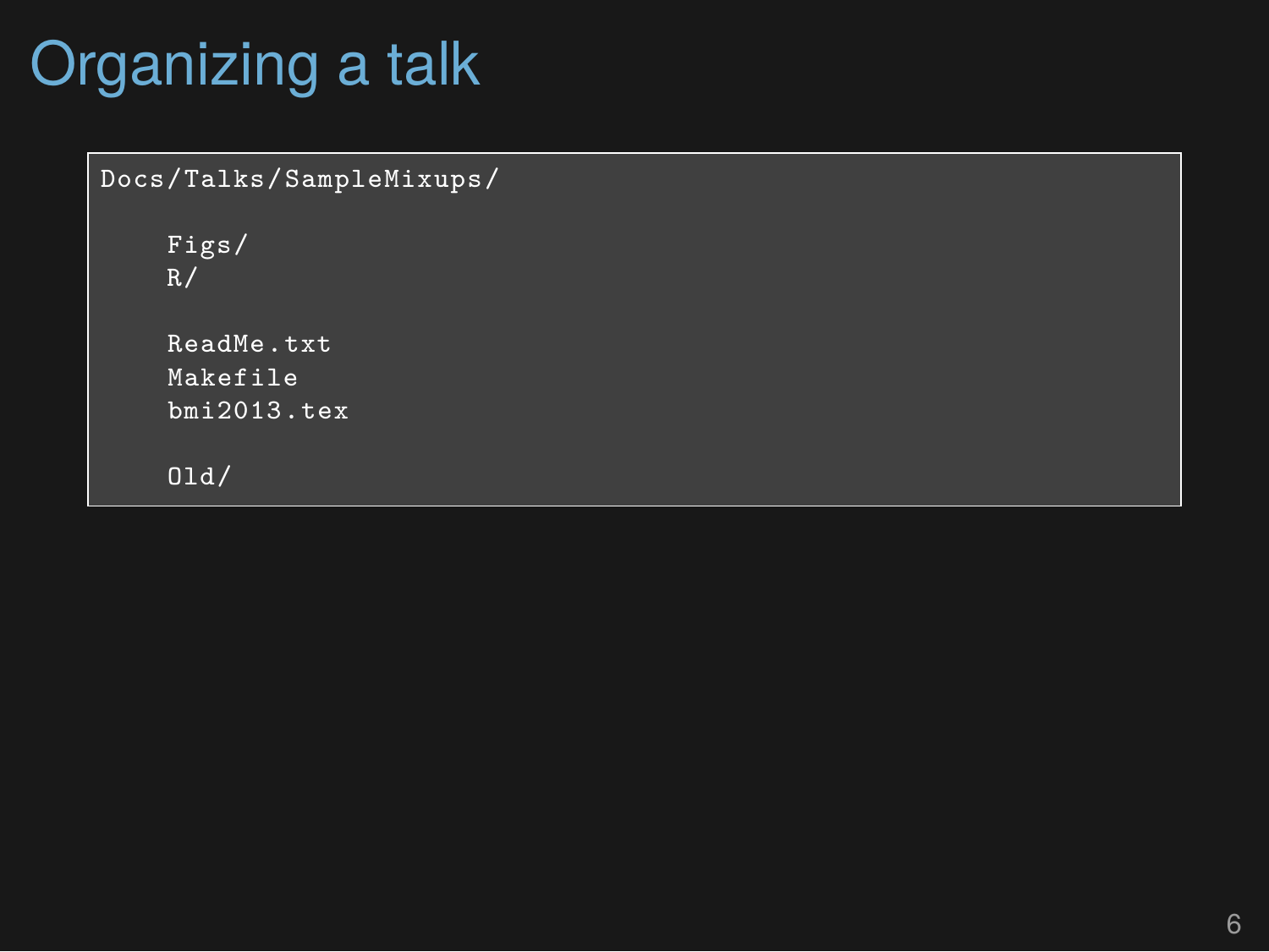# Organizing a talk

```
Docs/Talks/SampleMixups/

    Figs/
    R/

    ReadMe.txt
    Makefile
    bmi2013.tex

    Old/
```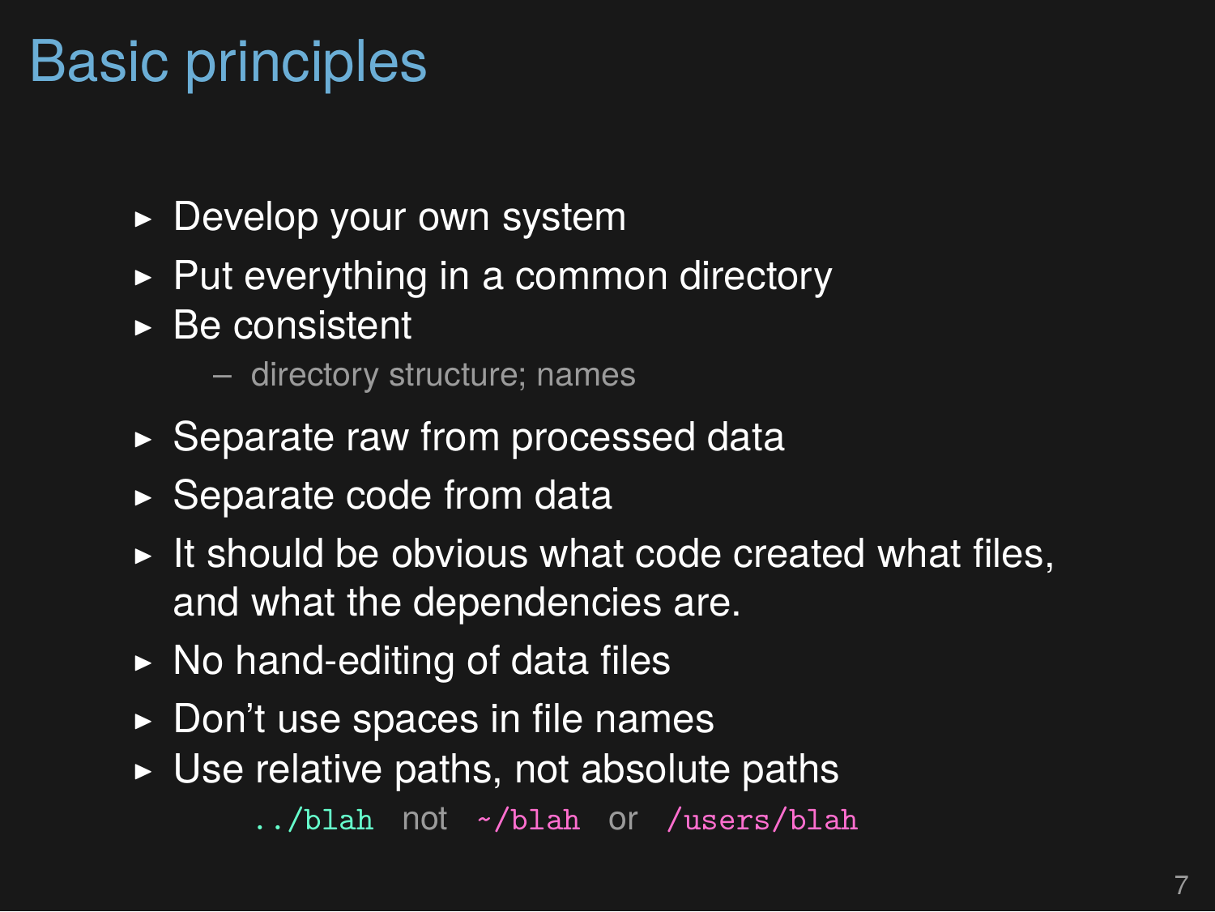# Basic principles

- Develop your own system
- Put everything in a common directory
- Be consistent
  - directory structure; names
- Separate raw from processed data
- Separate code from data
- It should be obvious what code created what files, and what the dependencies are.
- No hand-editing of data files
- Don't use spaces in file names
- Use relative paths, not absolute paths

  `../blah` not `~/blah` or `/users/blah`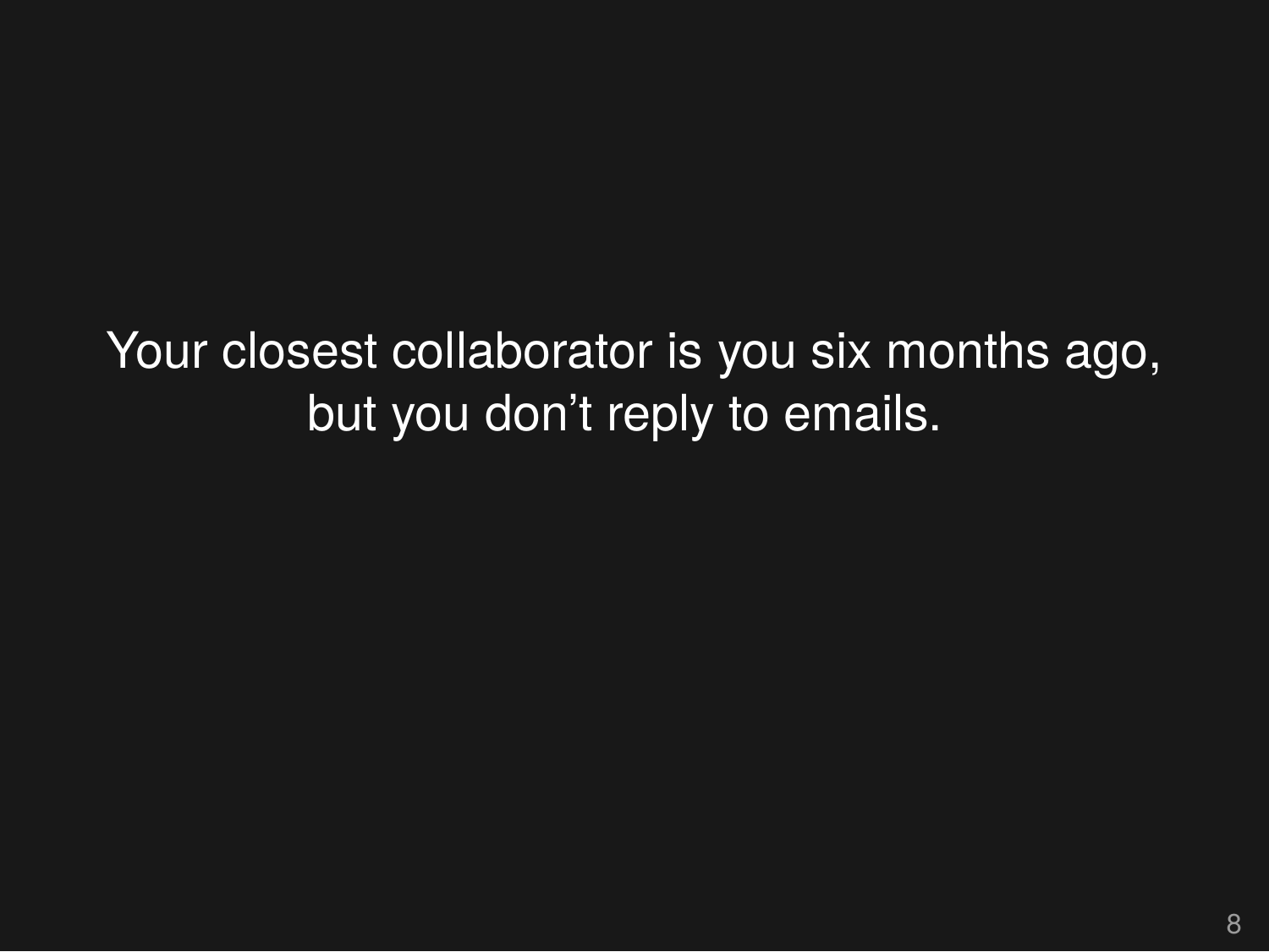Your closest collaborator is you six months ago, but you don’t reply to emails.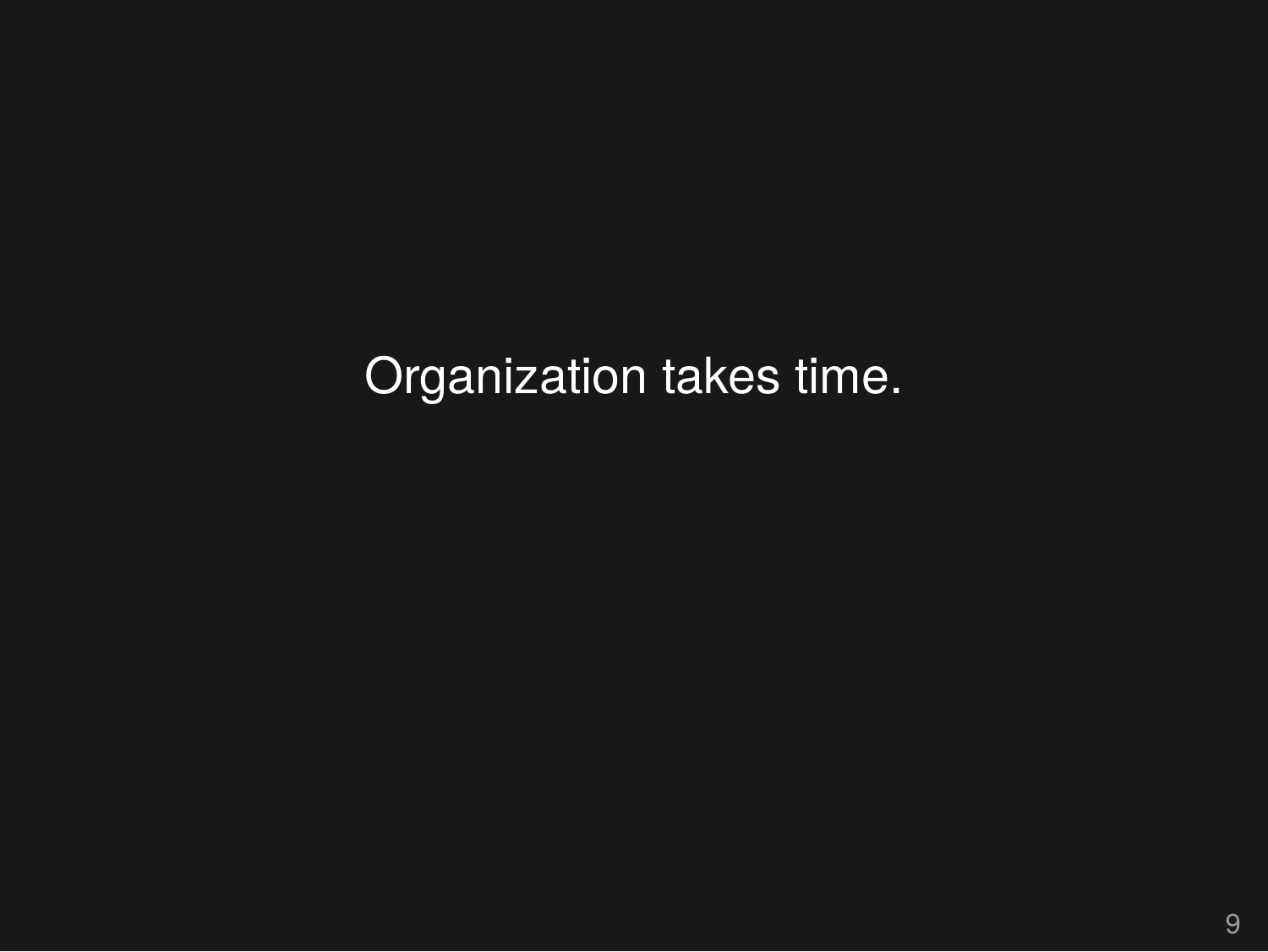Organization takes time.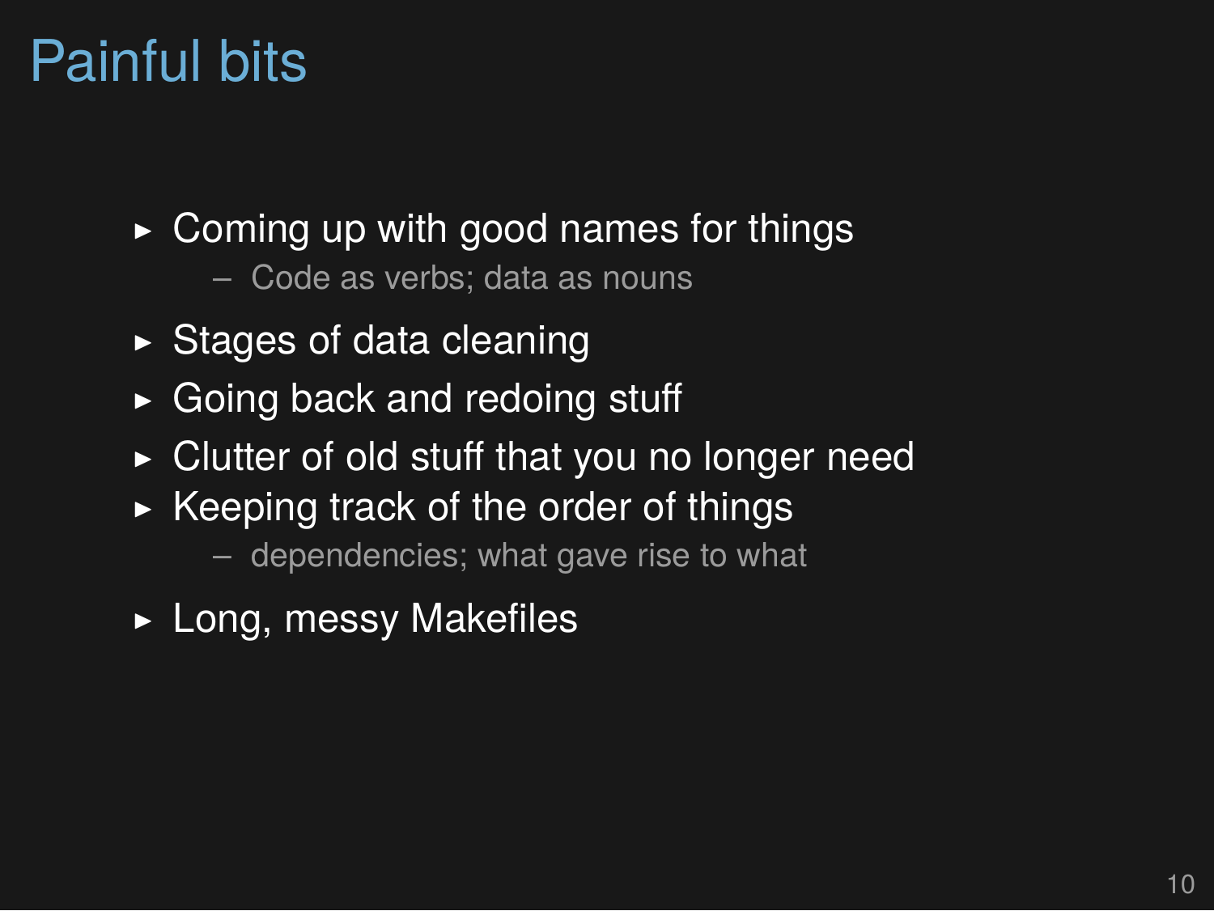# Painful bits

- Coming up with good names for things
  - Code as verbs; data as nouns
- Stages of data cleaning
- Going back and redoing stuff
- Clutter of old stuff that you no longer need
- Keeping track of the order of things
  - dependencies; what gave rise to what
- Long, messy Makefiles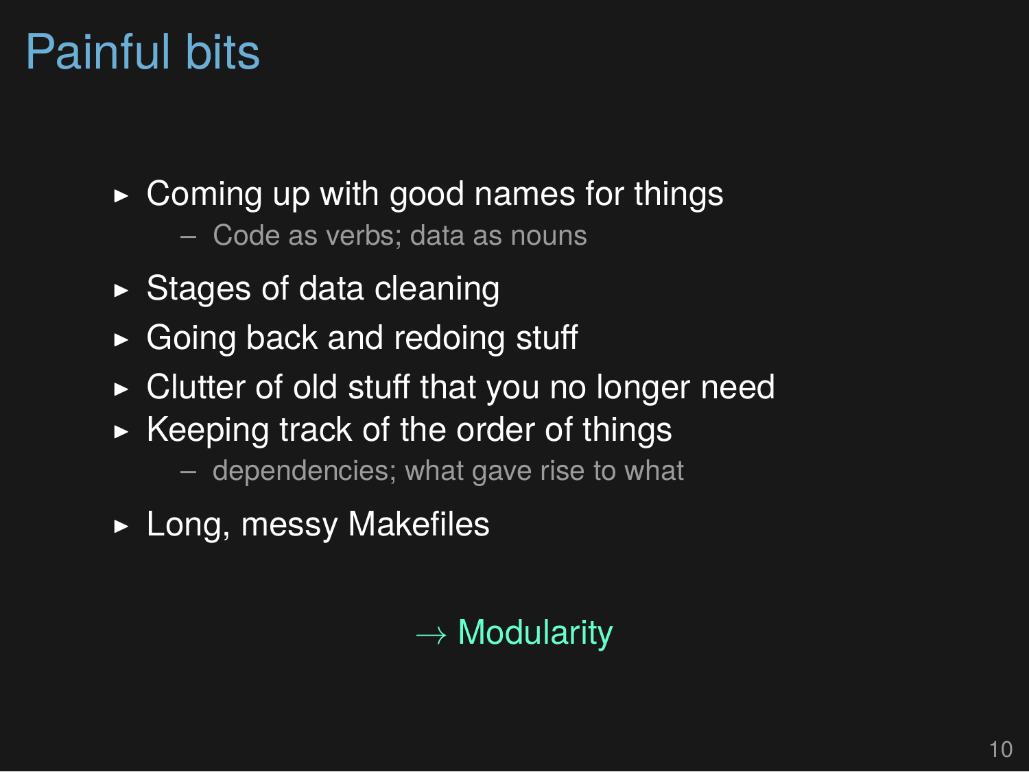# Painful bits

- Coming up with good names for things
  - Code as verbs; data as nouns
- Stages of data cleaning
- Going back and redoing stuff
- Clutter of old stuff that you no longer need
- Keeping track of the order of things
  - dependencies; what gave rise to what
- Long, messy Makefiles

$\rightarrow$ Modularity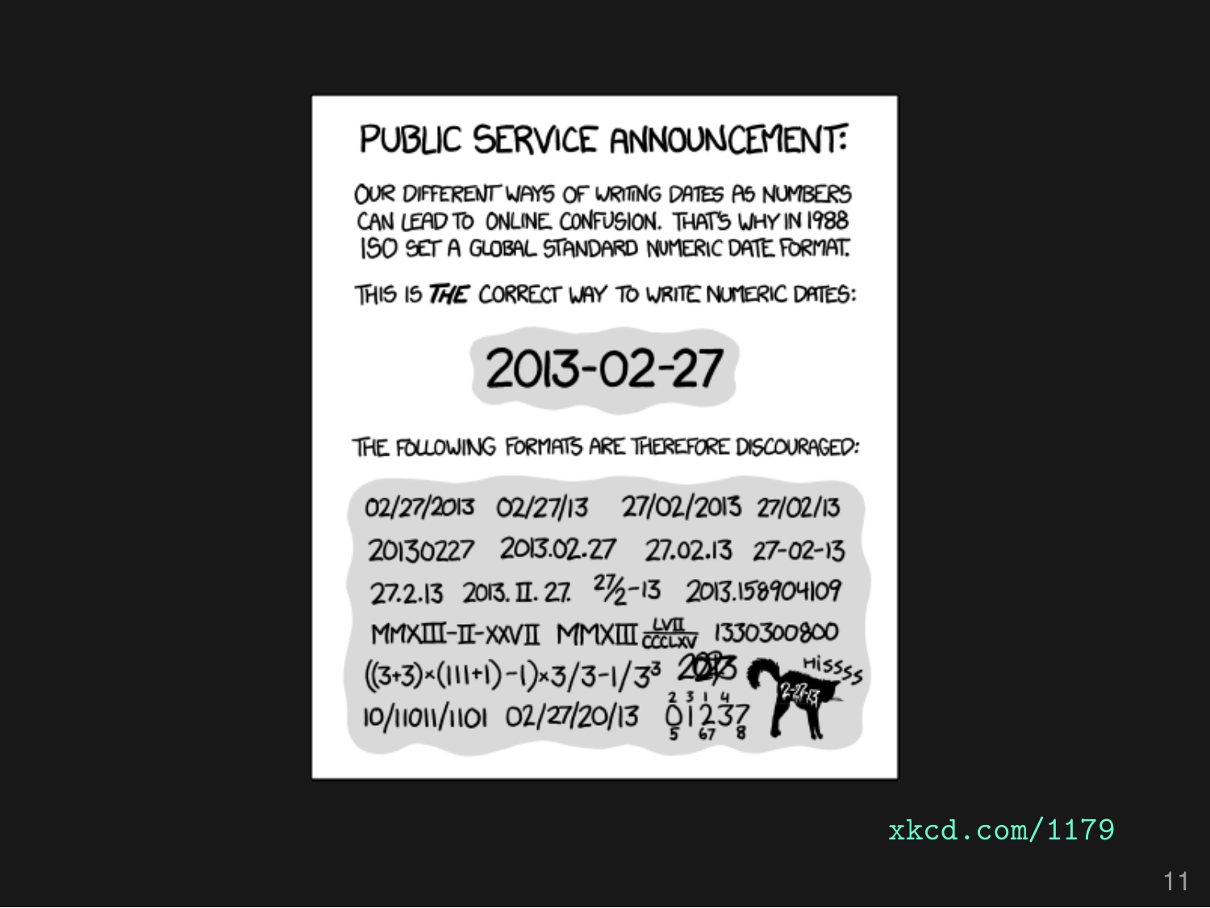# PUBLIC SERVICE ANNOUNCEMENT:

OUR DIFFERENT WAYS OF WRITING DATES AS NUMBERS CAN LEAD TO ONLINE CONFUSION. THAT'S WHY IN 1988 ISO SET A GLOBAL STANDARD NUMERIC DATE FORMAT.

THIS IS ***THE*** CORRECT WAY TO WRITE NUMERIC DATES:

**2013-02-27**

THE FOLLOWING FORMATS ARE THEREFORE DISCOURAGED:

02/27/2013 02/27/13 27/02/2013 27/02/13
20130227 2013.02.27 27.02.13 27-02-13
27.2.13 2013. II. 27. $^{27}\!/\!_{2}$-13 2013.158904109
MMXIII-II-XXVII MMXIII $\frac{LVII}{CCCLXV}$ 1330300800
((3+3)×(111+1)-1)×3/3-1/3³ 2013 (HISSSS 2-27-13)
10/11011/1101 02/27/20/13 01237 (2 3 1 4 / 5 67 8)

xkcd.com/1179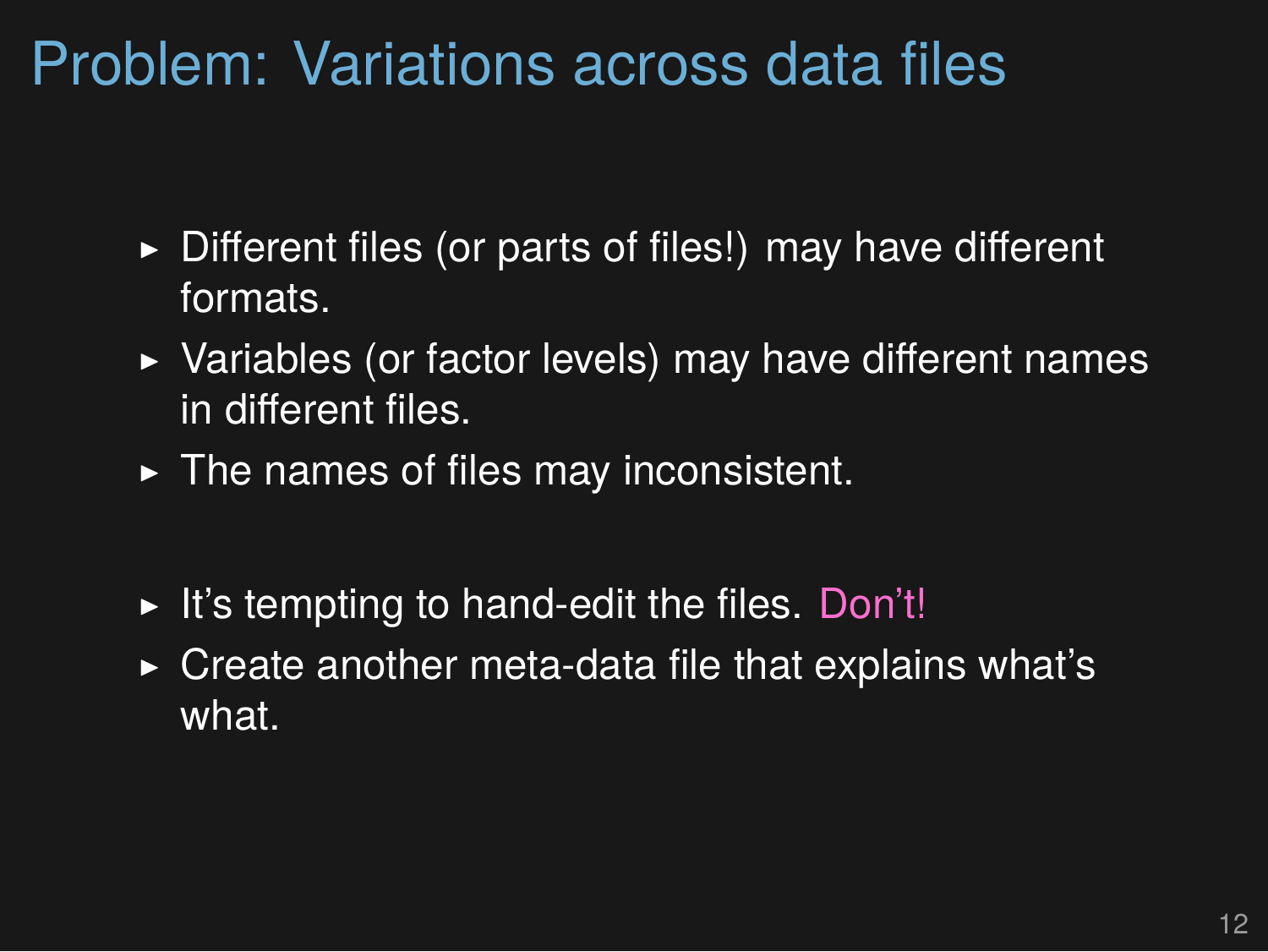# Problem: Variations across data files

- Different files (or parts of files!) may have different formats.
- Variables (or factor levels) may have different names in different files.
- The names of files may inconsistent.

- It's tempting to hand-edit the files. Don't!
- Create another meta-data file that explains what's what.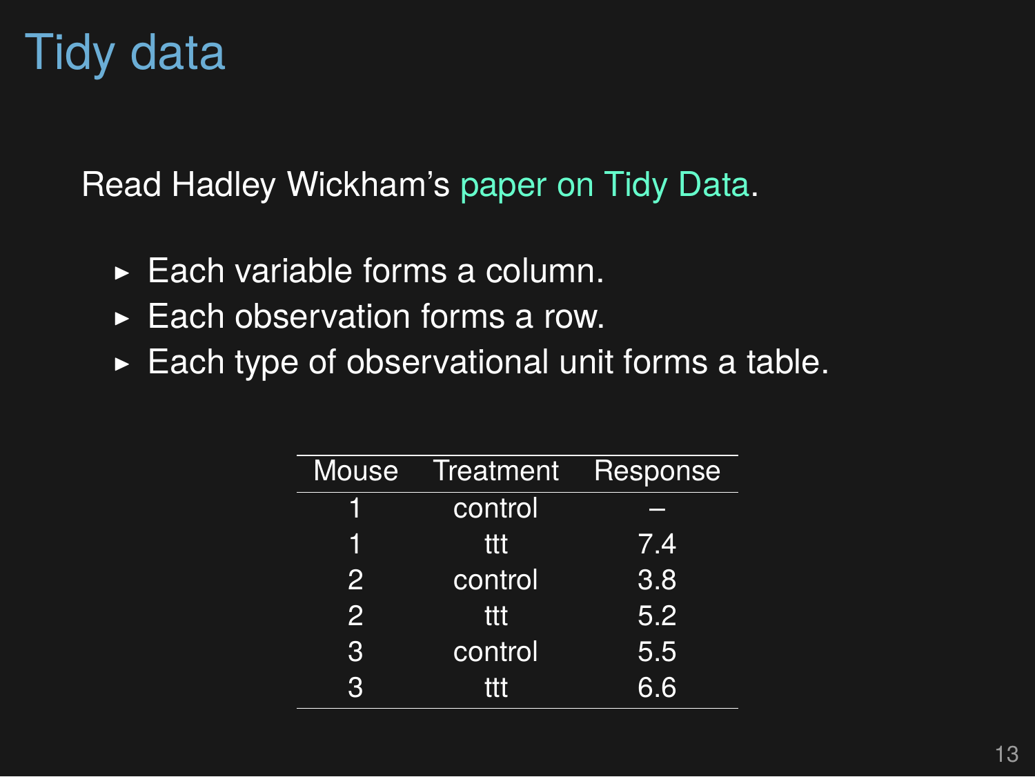# Tidy data

Read Hadley Wickham's paper on Tidy Data.

- Each variable forms a column.
- Each observation forms a row.
- Each type of observational unit forms a table.

| Mouse | Treatment | Response |
|---|---|---|
| 1 | control | – |
| 1 | ttt | 7.4 |
| 2 | control | 3.8 |
| 2 | ttt | 5.2 |
| 3 | control | 5.5 |
| 3 | ttt | 6.6 |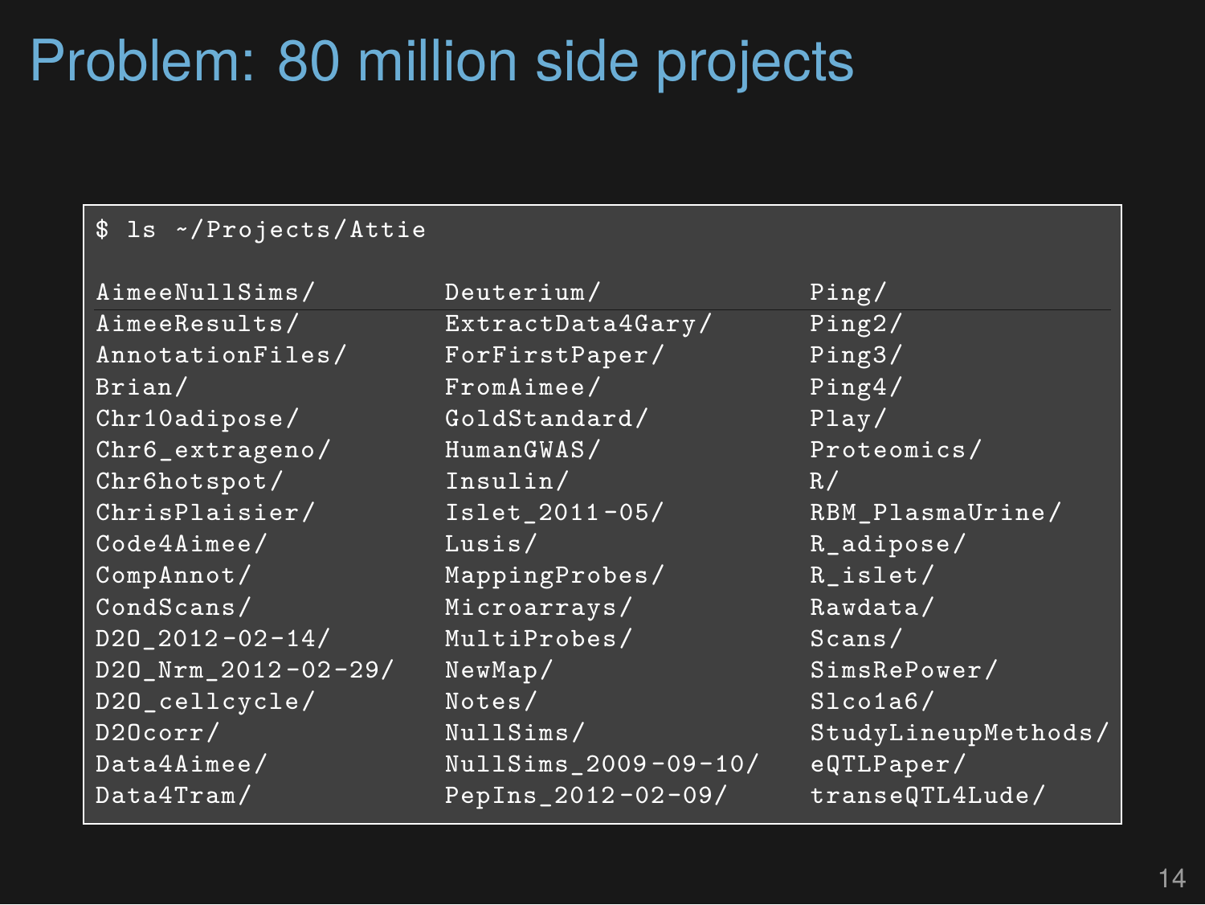# Problem: 80 million side projects

```
$ ls ~/Projects/Attie

AimeeNullSims/        Deuterium/            Ping/
AimeeResults/         ExtractData4Gary/     Ping2/
AnnotationFiles/      ForFirstPaper/        Ping3/
Brian/                FromAimee/            Ping4/
Chr10adipose/         GoldStandard/         Play/
Chr6_extrageno/       HumanGWAS/            Proteomics/
Chr6hotspot/          Insulin/              R/
ChrisPlaisier/        Islet_2011-05/        RBM_PlasmaUrine/
Code4Aimee/           Lusis/                R_adipose/
CompAnnot/            MappingProbes/        R_islet/
CondScans/            Microarrays/          Rawdata/
D2O_2012-02-14/       MultiProbes/          Scans/
D2O_Nrm_2012-02-29/   NewMap/               SimsRePower/
D2O_cellcycle/        Notes/                Slco1a6/
D2Ocorr/              NullSims/             StudyLineupMethods/
Data4Aimee/           NullSims_2009-09-10/  eQTLPaper/
Data4Tram/            PepIns_2012-02-09/    transeQTL4Lude/
```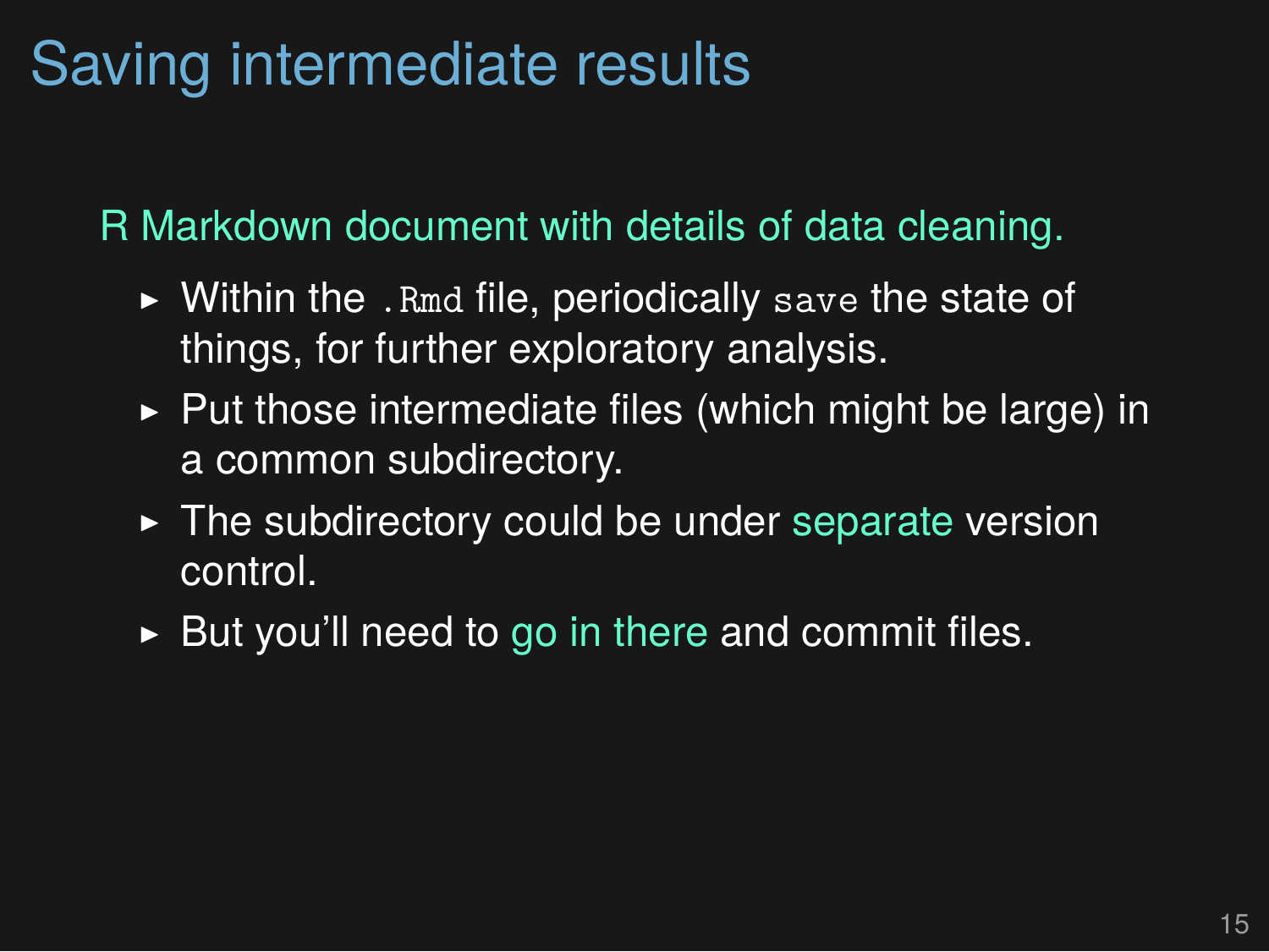# Saving intermediate results

R Markdown document with details of data cleaning.

- Within the `.Rmd` file, periodically `save` the state of things, for further exploratory analysis.
- Put those intermediate files (which might be large) in a common subdirectory.
- The subdirectory could be under separate version control.
- But you'll need to go in there and commit files.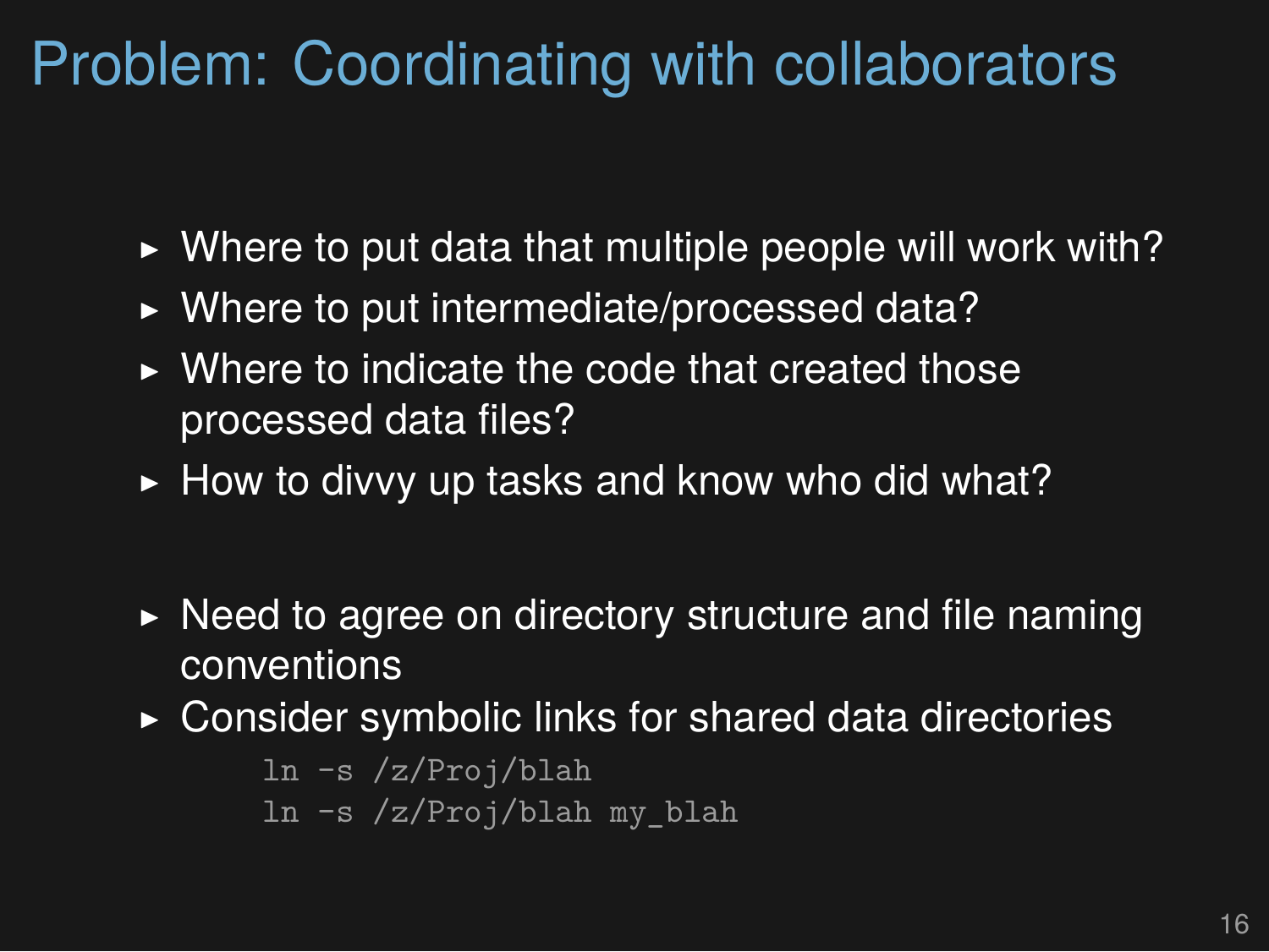# Problem: Coordinating with collaborators

- Where to put data that multiple people will work with?
- Where to put intermediate/processed data?
- Where to indicate the code that created those processed data files?
- How to divvy up tasks and know who did what?

- Need to agree on directory structure and file naming conventions
- Consider symbolic links for shared data directories

```
ln -s /z/Proj/blah
ln -s /z/Proj/blah my_blah
```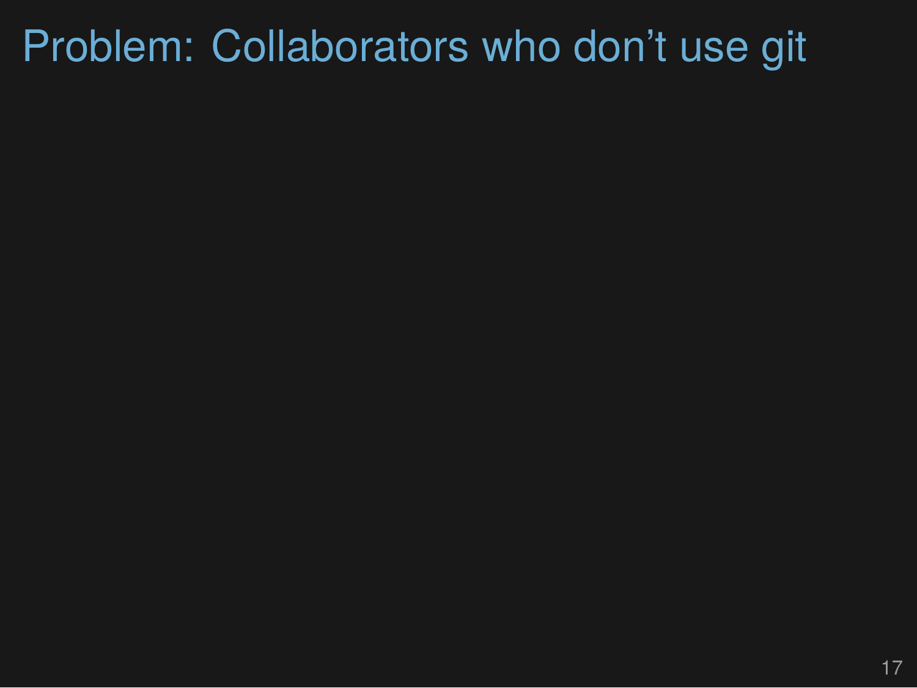# Problem: Collaborators who don’t use git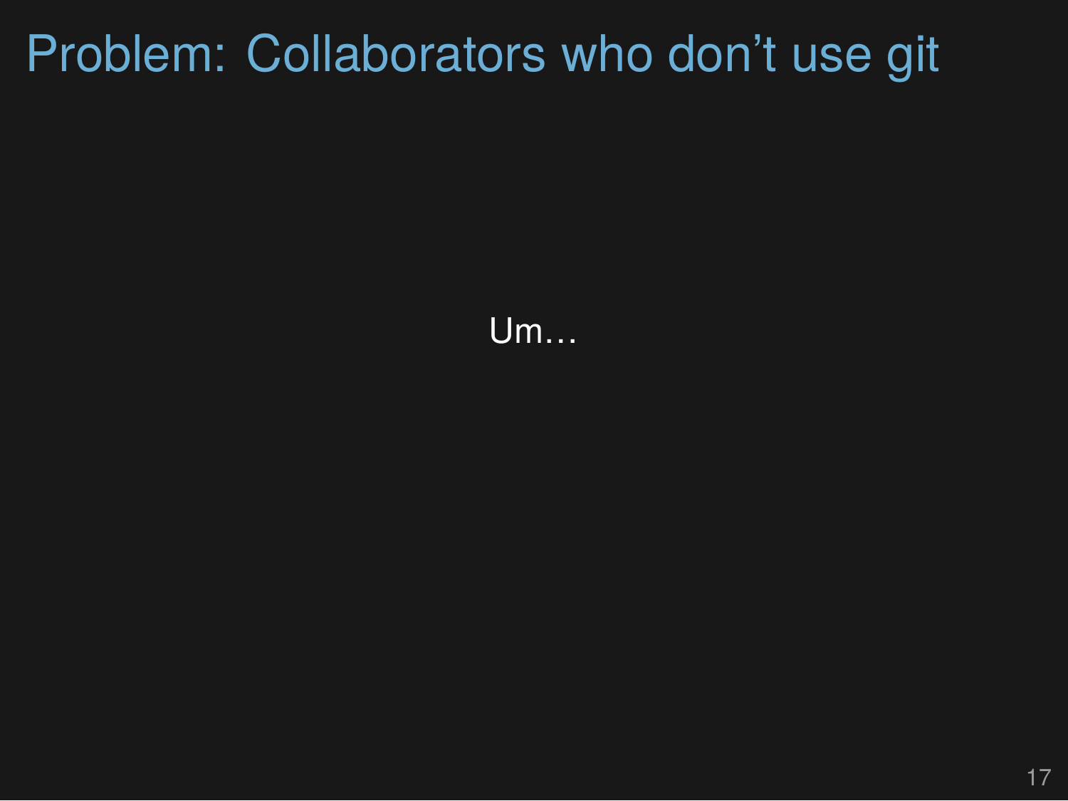# Problem: Collaborators who don't use git

Um…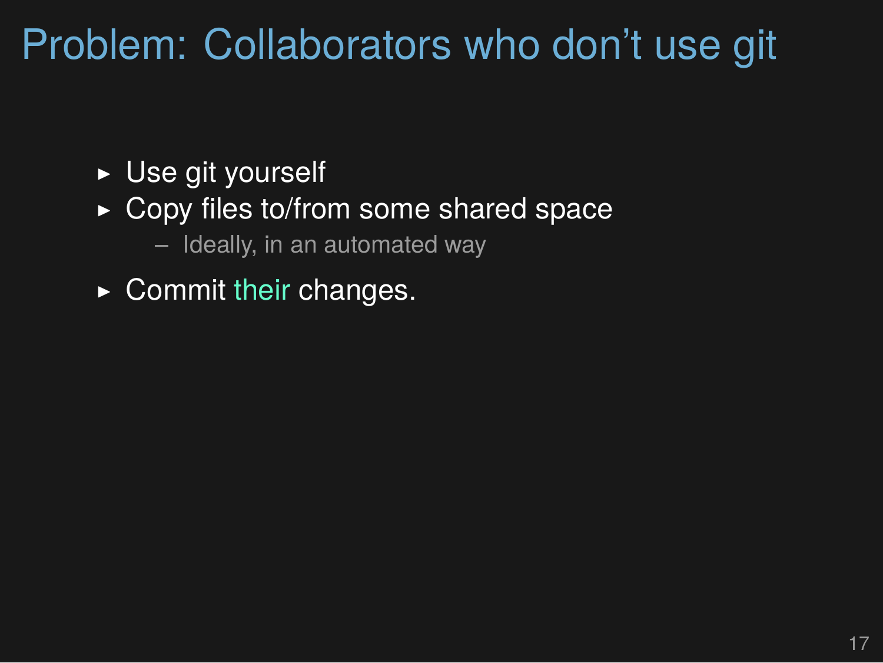# Problem: Collaborators who don't use git

- Use git yourself
- Copy files to/from some shared space
  - Ideally, in an automated way
- Commit *their* changes.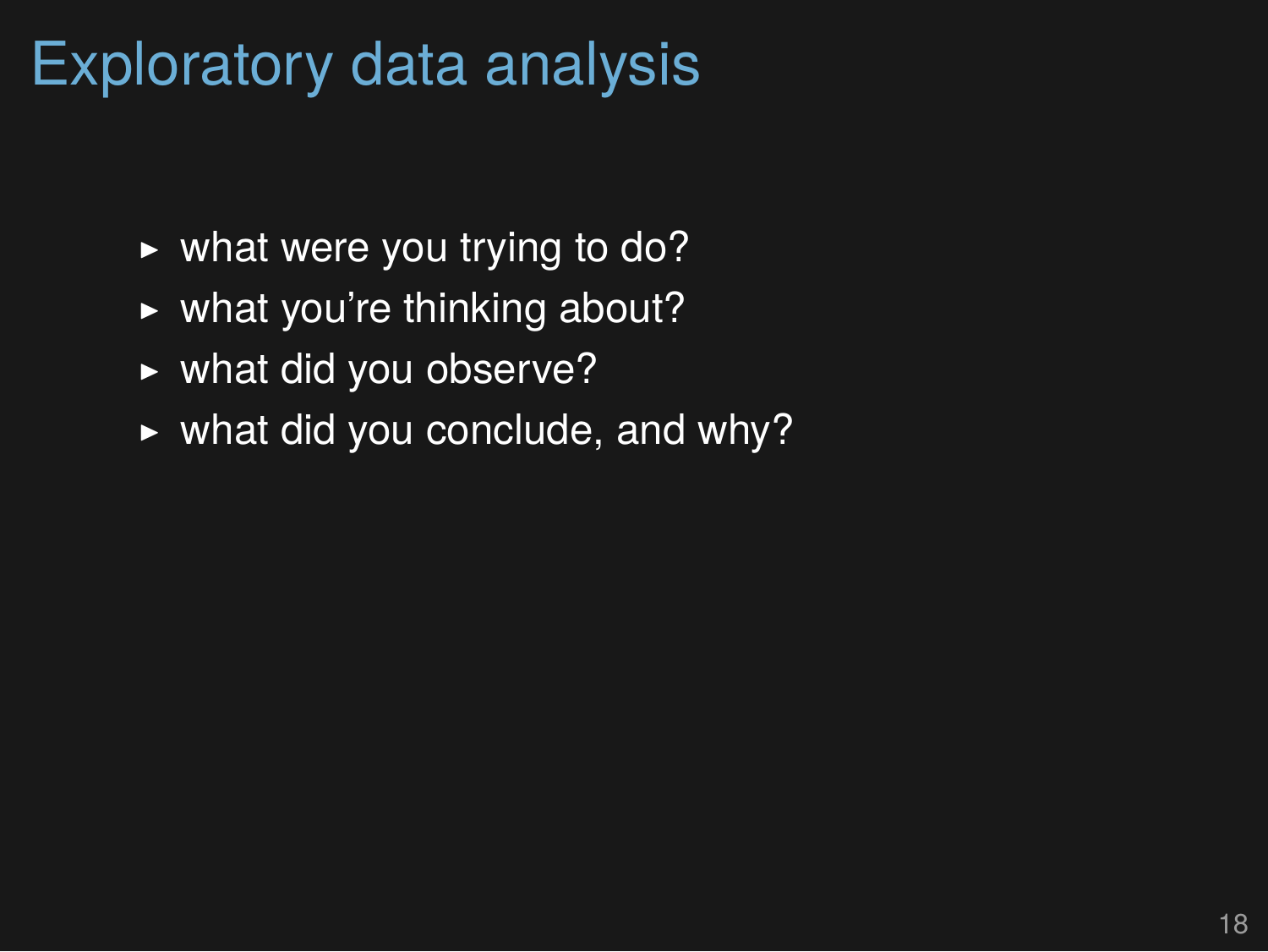# Exploratory data analysis

- what were you trying to do?
- what you’re thinking about?
- what did you observe?
- what did you conclude, and why?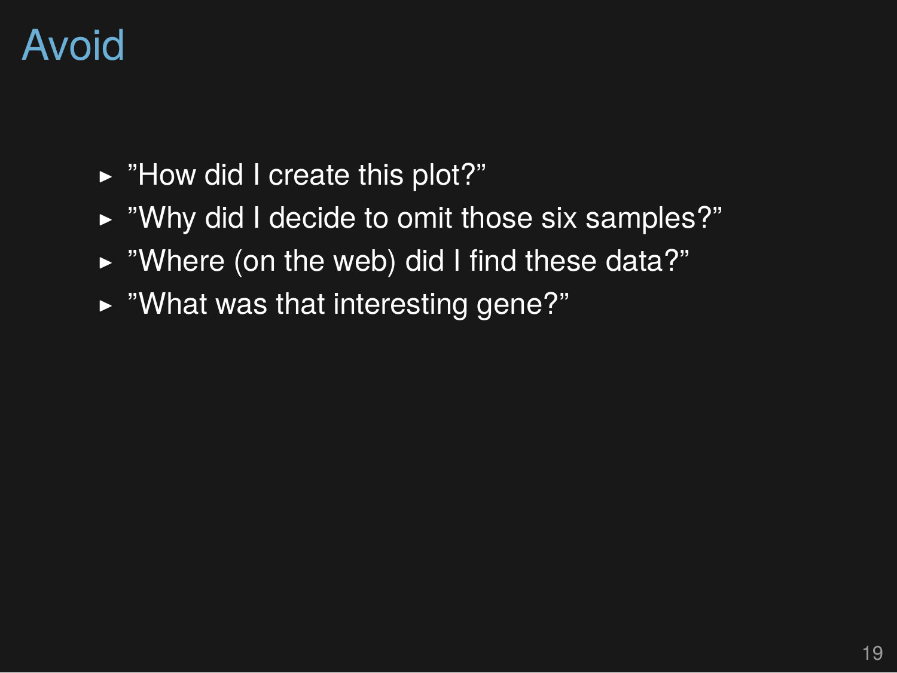# Avoid

- ”How did I create this plot?”
- ”Why did I decide to omit those six samples?”
- ”Where (on the web) did I find these data?”
- ”What was that interesting gene?”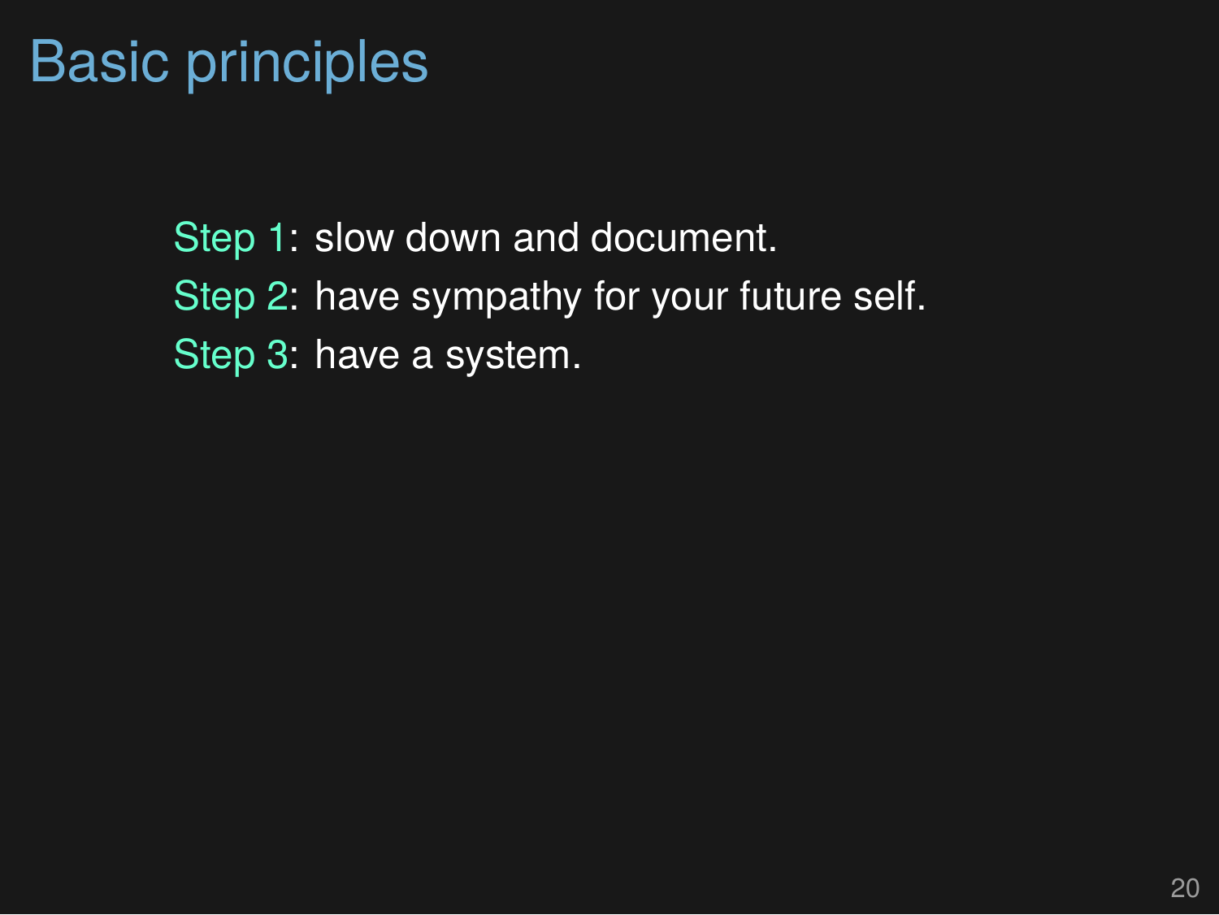# Basic principles

Step 1: slow down and document.

Step 2: have sympathy for your future self.

Step 3: have a system.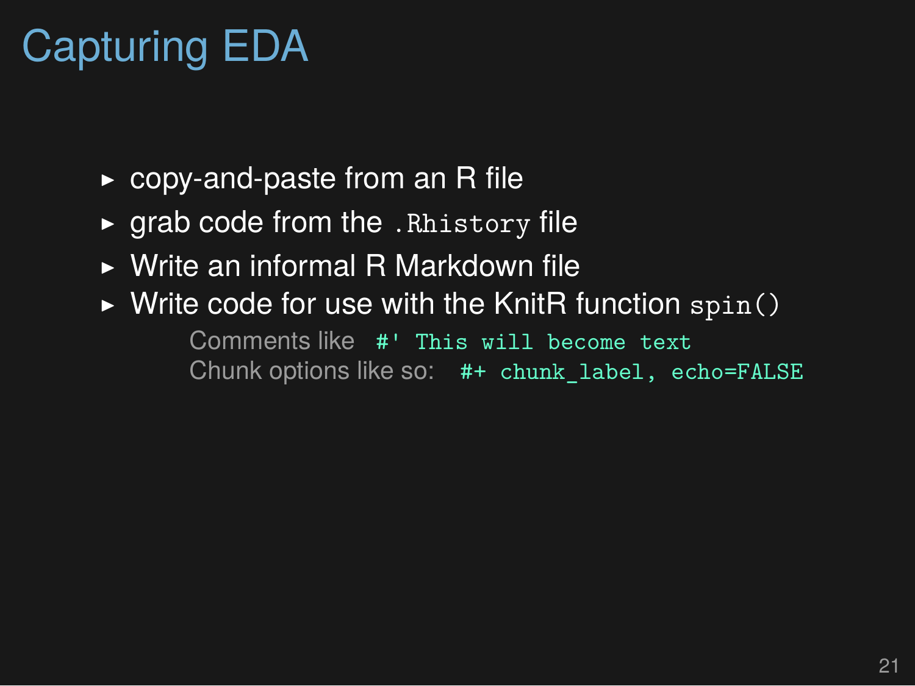# Capturing EDA

- copy-and-paste from an R file
- grab code from the `.Rhistory` file
- Write an informal R Markdown file
- Write code for use with the KnitR function `spin()`

    Comments like `#' This will become text`

    Chunk options like so: `#+ chunk_label, echo=FALSE`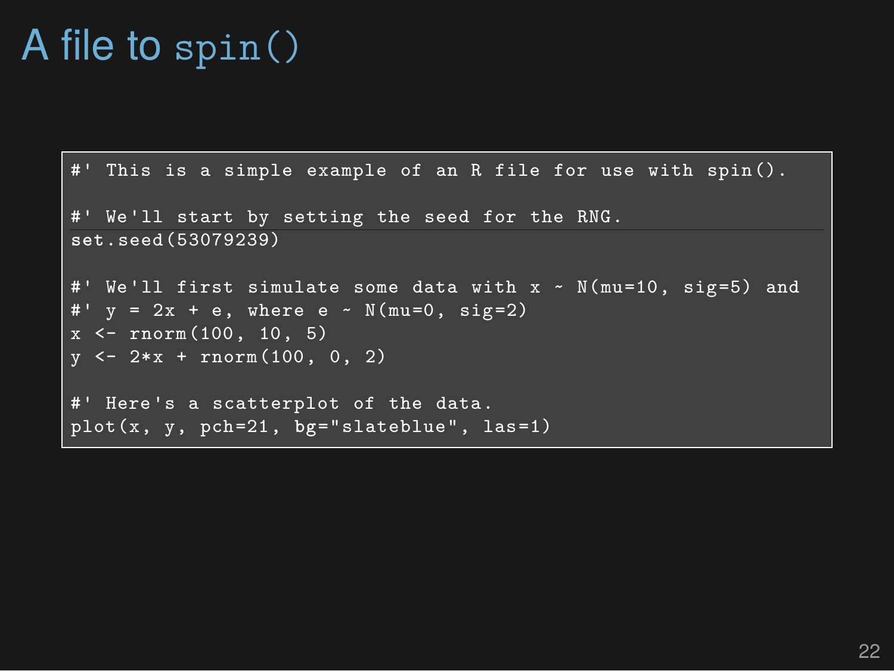# A file to spin()

```r
#' This is a simple example of an R file for use with spin().

#' We'll start by setting the seed for the RNG.
set.seed(53079239)

#' We'll first simulate some data with x ~ N(mu=10, sig=5) and
#' y = 2x + e, where e ~ N(mu=0, sig=2)
x <- rnorm(100, 10, 5)
y <- 2*x + rnorm(100, 0, 2)

#' Here's a scatterplot of the data.
plot(x, y, pch=21, bg="slateblue", las=1)
```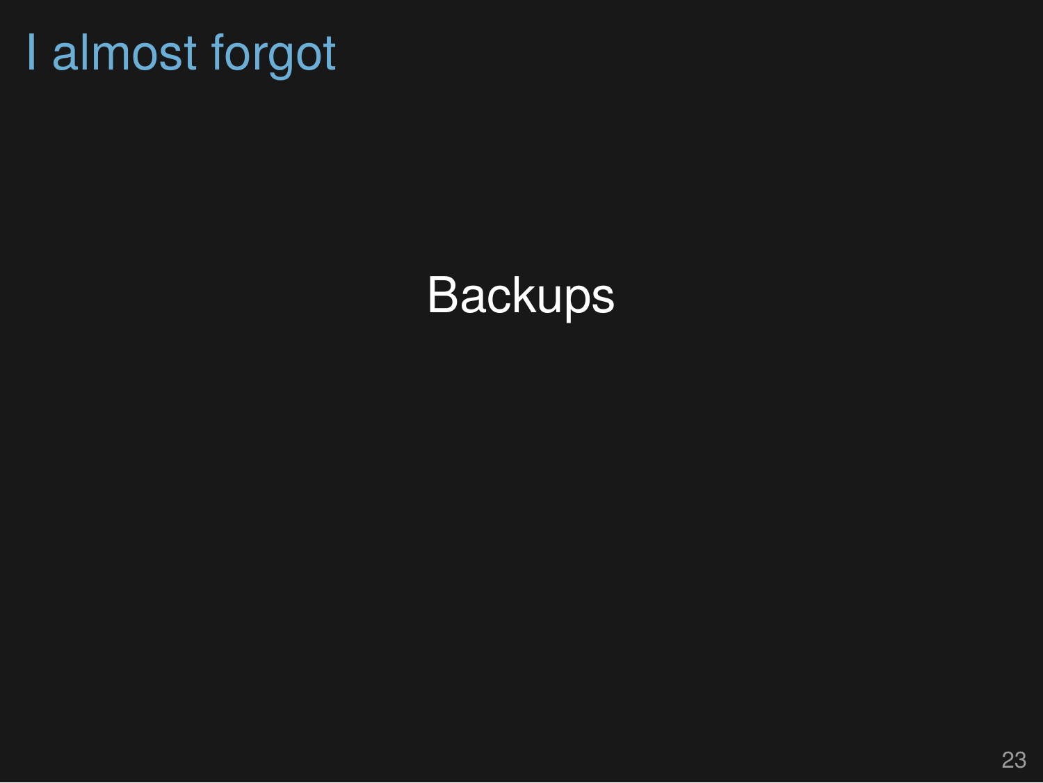# I almost forgot

Backups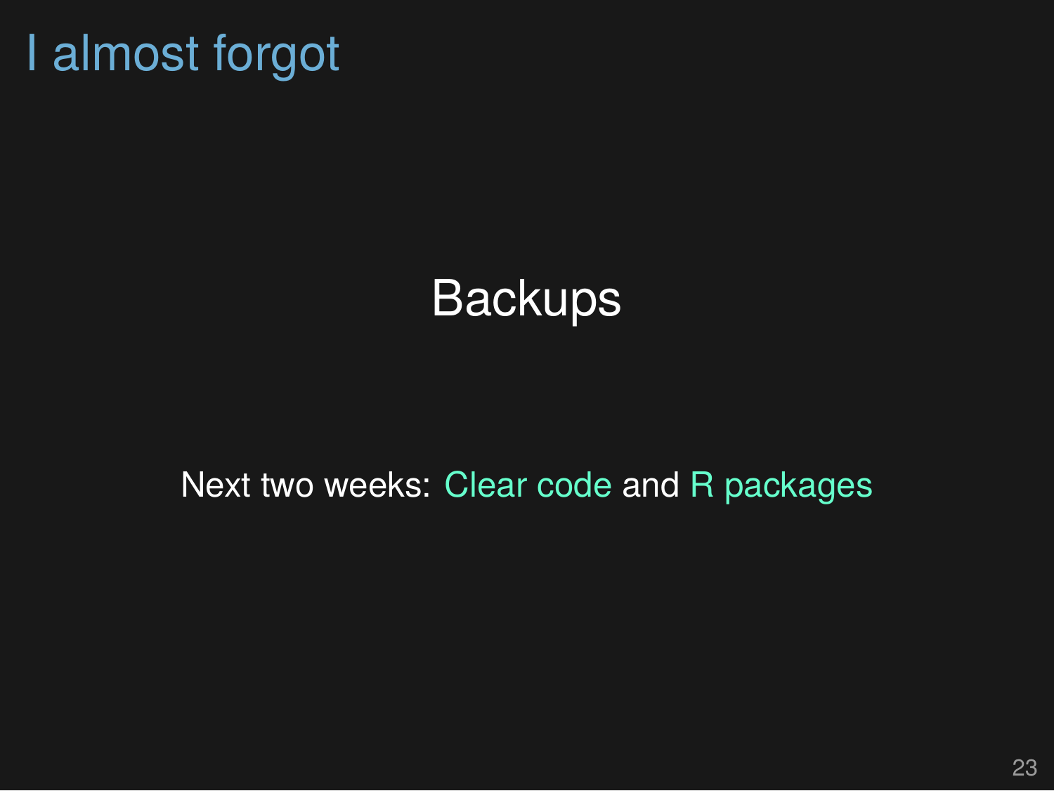# I almost forgot

Backups

Next two weeks: Clear code and R packages